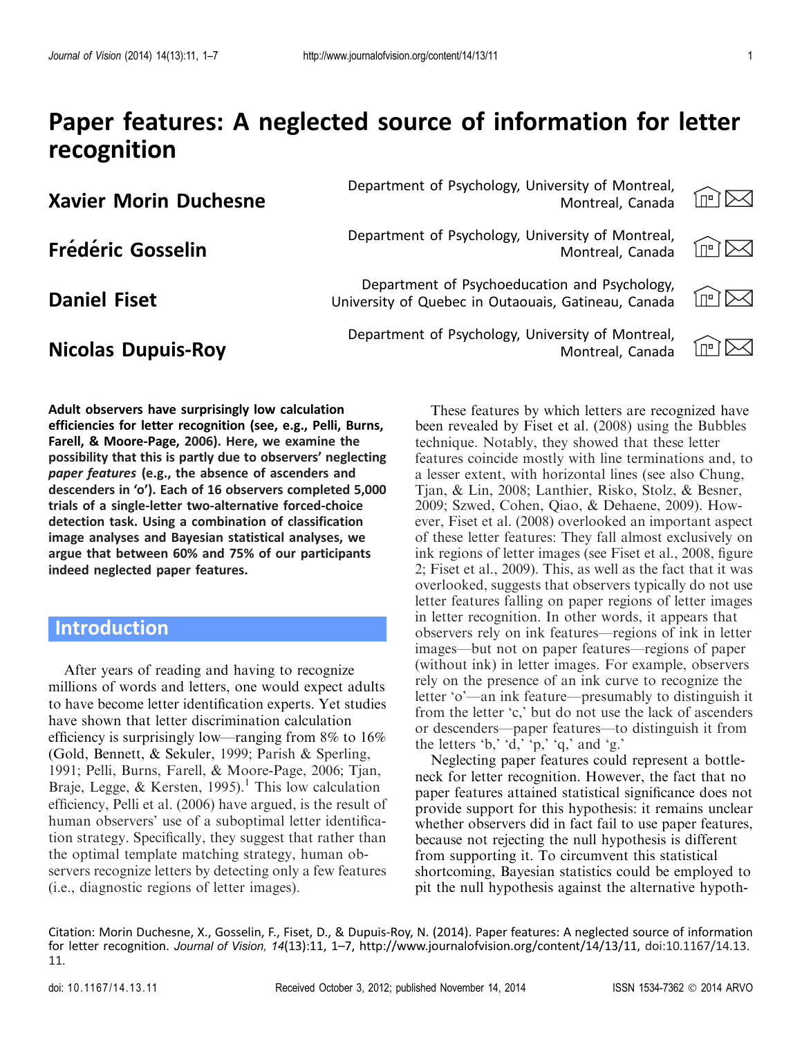# Paper features: A neglected source of information for letter recognition

**Xavier Morin Duchesne** — Department of Psychology, University of Montreal, Montreal, Canada

**Frédéric Gosselin** — Department of Psychology, University of Montreal, Montreal, Canada

**Daniel Fiset** — Department of Psychoeducation and Psychology, University of Quebec in Outaouais, Gatineau, Canada

**Nicolas Dupuis-Roy** — Department of Psychology, University of Montreal, Montreal, Canada

**Adult observers have surprisingly low calculation efficiencies for letter recognition (see, e.g., Pelli, Burns, Farell, & Moore-Page, 2006). Here, we examine the possibility that this is partly due to observers' neglecting *paper features* (e.g., the absence of ascenders and descenders in 'o'). Each of 16 observers completed 5,000 trials of a single-letter two-alternative forced-choice detection task. Using a combination of classification image analyses and Bayesian statistical analyses, we argue that between 60% and 75% of our participants indeed neglected paper features.**

## Introduction

After years of reading and having to recognize millions of words and letters, one would expect adults to have become letter identification experts. Yet studies have shown that letter discrimination calculation efficiency is surprisingly low—ranging from 8% to 16% (Gold, Bennett, & Sekuler, 1999; Parish & Sperling, 1991; Pelli, Burns, Farell, & Moore-Page, 2006; Tjan, Braje, Legge, & Kersten, 1995).[1] This low calculation efficiency, Pelli et al. (2006) have argued, is the result of human observers' use of a suboptimal letter identification strategy. Specifically, they suggest that rather than the optimal template matching strategy, human observers recognize letters by detecting only a few features (i.e., diagnostic regions of letter images).

These features by which letters are recognized have been revealed by Fiset et al. (2008) using the Bubbles technique. Notably, they showed that these letter features coincide mostly with line terminations and, to a lesser extent, with horizontal lines (see also Chung, Tjan, & Lin, 2008; Lanthier, Risko, Stolz, & Besner, 2009; Szwed, Cohen, Qiao, & Dehaene, 2009). However, Fiset et al. (2008) overlooked an important aspect of these letter features: They fall almost exclusively on ink regions of letter images (see Fiset et al., 2008, figure 2; Fiset et al., 2009). This, as well as the fact that it was overlooked, suggests that observers typically do not use letter features falling on paper regions of letter images in letter recognition. In other words, it appears that observers rely on ink features—regions of ink in letter images—but not on paper features—regions of paper (without ink) in letter images. For example, observers rely on the presence of an ink curve to recognize the letter 'o'—an ink feature—presumably to distinguish it from the letter 'c,' but do not use the lack of ascenders or descenders—paper features—to distinguish it from the letters 'b,' 'd,' 'p,' 'q,' and 'g.'

Neglecting paper features could represent a bottleneck for letter recognition. However, the fact that no paper features attained statistical significance does not provide support for this hypothesis: it remains unclear whether observers did in fact fail to use paper features, because not rejecting the null hypothesis is different from supporting it. To circumvent this statistical shortcoming, Bayesian statistics could be employed to pit the null hypothesis against the alternative hypoth-

Citation: Morin Duchesne, X., Gosselin, F., Fiset, D., & Dupuis-Roy, N. (2014). Paper features: A neglected source of information for letter recognition. *Journal of Vision*, *14*(13):11, 1–7, http://www.journalofvision.org/content/14/13/11, doi:10.1167/14.13.11.

doi: 10.1167/14.13.11 — Received October 3, 2012; published November 14, 2014 — ISSN 1534-7362 © 2014 ARVO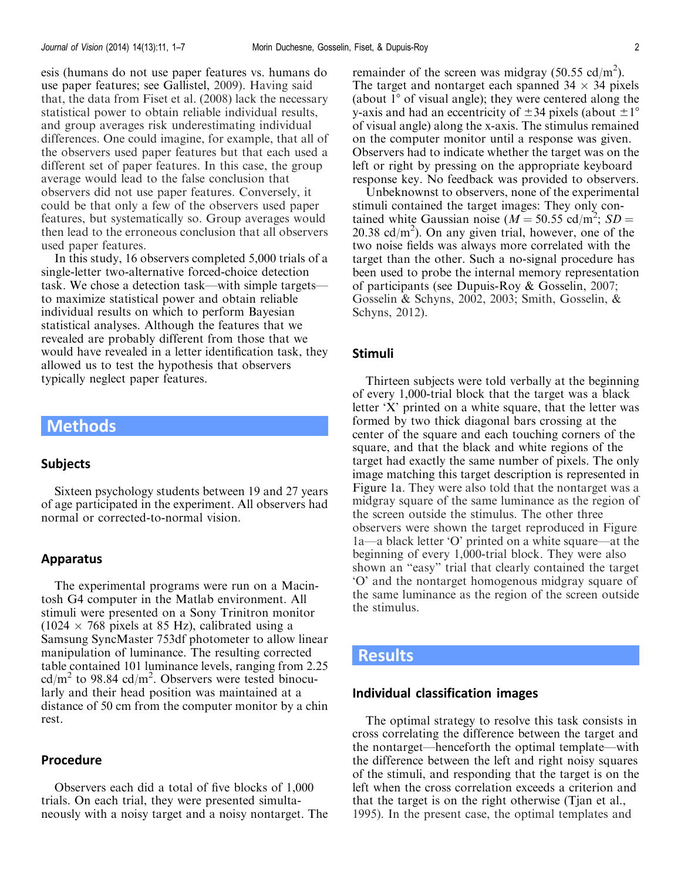esis (humans do not use paper features vs. humans do use paper features; see Gallistel, 2009). Having said that, the data from Fiset et al. (2008) lack the necessary statistical power to obtain reliable individual results, and group averages risk underestimating individual differences. One could imagine, for example, that all of the observers used paper features but that each used a different set of paper features. In this case, the group average would lead to the false conclusion that observers did not use paper features. Conversely, it could be that only a few of the observers used paper features, but systematically so. Group averages would then lead to the erroneous conclusion that all observers used paper features.

In this study, 16 observers completed 5,000 trials of a single-letter two-alternative forced-choice detection task. We chose a detection task—with simple targets—to maximize statistical power and obtain reliable individual results on which to perform Bayesian statistical analyses. Although the features that we revealed are probably different from those that we would have revealed in a letter identification task, they allowed us to test the hypothesis that observers typically neglect paper features.

# Methods

## Subjects

Sixteen psychology students between 19 and 27 years of age participated in the experiment. All observers had normal or corrected-to-normal vision.

## Apparatus

The experimental programs were run on a Macintosh G4 computer in the Matlab environment. All stimuli were presented on a Sony Trinitron monitor ($1024 \times 768$ pixels at 85 Hz), calibrated using a Samsung SyncMaster 753df photometer to allow linear manipulation of luminance. The resulting corrected table contained 101 luminance levels, ranging from 2.25 cd/m$^2$ to 98.84 cd/m$^2$. Observers were tested binocularly and their head position was maintained at a distance of 50 cm from the computer monitor by a chin rest.

## Procedure

Observers each did a total of five blocks of 1,000 trials. On each trial, they were presented simultaneously with a noisy target and a noisy nontarget. The remainder of the screen was midgray (50.55 cd/m$^2$). The target and nontarget each spanned $34 \times 34$ pixels (about 1° of visual angle); they were centered along the y-axis and had an eccentricity of $\pm 34$ pixels (about $\pm 1°$ of visual angle) along the x-axis. The stimulus remained on the computer monitor until a response was given. Observers had to indicate whether the target was on the left or right by pressing on the appropriate keyboard response key. No feedback was provided to observers.

Unbeknownst to observers, none of the experimental stimuli contained the target images: They only contained white Gaussian noise ($M = 50.55$ cd/m$^2$; $SD = 20.38$ cd/m$^2$). On any given trial, however, one of the two noise fields was always more correlated with the target than the other. Such a no-signal procedure has been used to probe the internal memory representation of participants (see Dupuis-Roy & Gosselin, 2007; Gosselin & Schyns, 2002, 2003; Smith, Gosselin, & Schyns, 2012).

## Stimuli

Thirteen subjects were told verbally at the beginning of every 1,000-trial block that the target was a black letter 'X' printed on a white square, that the letter was formed by two thick diagonal bars crossing at the center of the square and each touching corners of the square, and that the black and white regions of the target had exactly the same number of pixels. The only image matching this target description is represented in Figure 1a. They were also told that the nontarget was a midgray square of the same luminance as the region of the screen outside the stimulus. The other three observers were shown the target reproduced in Figure 1a—a black letter 'O' printed on a white square—at the beginning of every 1,000-trial block. They were also shown an "easy" trial that clearly contained the target 'O' and the nontarget homogenous midgray square of the same luminance as the region of the screen outside the stimulus.

# Results

## Individual classification images

The optimal strategy to resolve this task consists in cross correlating the difference between the target and the nontarget—henceforth the optimal template—with the difference between the left and right noisy squares of the stimuli, and responding that the target is on the left when the cross correlation exceeds a criterion and that the target is on the right otherwise (Tjan et al., 1995). In the present case, the optimal templates and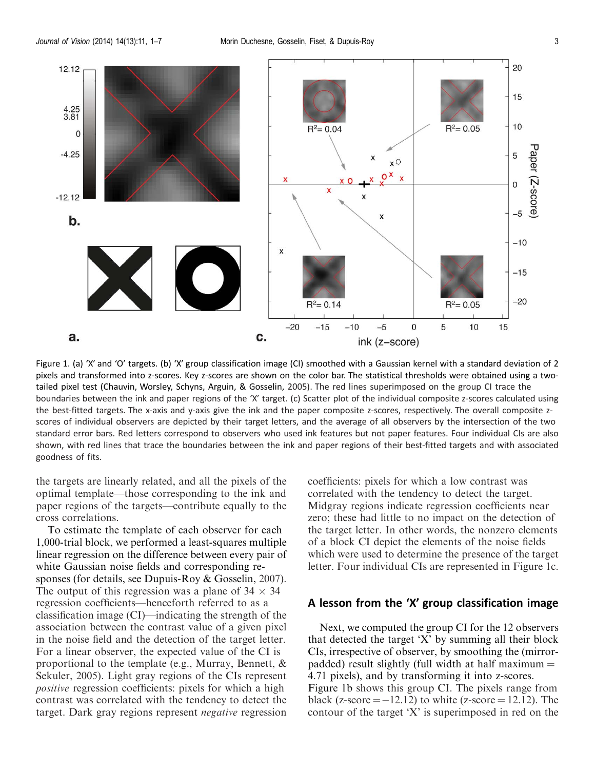Figure 1. (a) 'X' and 'O' targets. (b) 'X' group classification image (CI) smoothed with a Gaussian kernel with a standard deviation of 2 pixels and transformed into z-scores. Key z-scores are shown on the color bar. The statistical thresholds were obtained using a two-tailed pixel test (Chauvin, Worsley, Schyns, Arguin, & Gosselin, 2005). The red lines superimposed on the group CI trace the boundaries between the ink and paper regions of the 'X' target. (c) Scatter plot of the individual composite z-scores calculated using the best-fitted targets. The x-axis and y-axis give the ink and the paper composite z-scores, respectively. The overall composite z-scores of individual observers are depicted by their target letters, and the average of all observers by the intersection of the two standard error bars. Red letters correspond to observers who used ink features but not paper features. Four individual CIs are also shown, with red lines that trace the boundaries between the ink and paper regions of their best-fitted targets and with associated goodness of fits.

the targets are linearly related, and all the pixels of the optimal template—those corresponding to the ink and paper regions of the targets—contribute equally to the cross correlations.

To estimate the template of each observer for each 1,000-trial block, we performed a least-squares multiple linear regression on the difference between every pair of white Gaussian noise fields and corresponding responses (for details, see Dupuis-Roy & Gosselin, 2007). The output of this regression was a plane of $34 \times 34$ regression coefficients—henceforth referred to as a classification image (CI)—indicating the strength of the association between the contrast value of a given pixel in the noise field and the detection of the target letter. For a linear observer, the expected value of the CI is proportional to the template (e.g., Murray, Bennett, & Sekuler, 2005). Light gray regions of the CIs represent *positive* regression coefficients: pixels for which a high contrast was correlated with the tendency to detect the target. Dark gray regions represent *negative* regression coefficients: pixels for which a low contrast was correlated with the tendency to detect the target. Midgray regions indicate regression coefficients near zero; these had little to no impact on the detection of the target letter. In other words, the nonzero elements of a block CI depict the elements of the noise fields which were used to determine the presence of the target letter. Four individual CIs are represented in Figure 1c.

## A lesson from the 'X' group classification image

Next, we computed the group CI for the 12 observers that detected the target 'X' by summing all their block CIs, irrespective of observer, by smoothing the (mirror-padded) result slightly (full width at half maximum = 4.71 pixels), and by transforming it into z-scores. Figure 1b shows this group CI. The pixels range from black (z-score = −12.12) to white (z-score = 12.12). The contour of the target 'X' is superimposed in red on the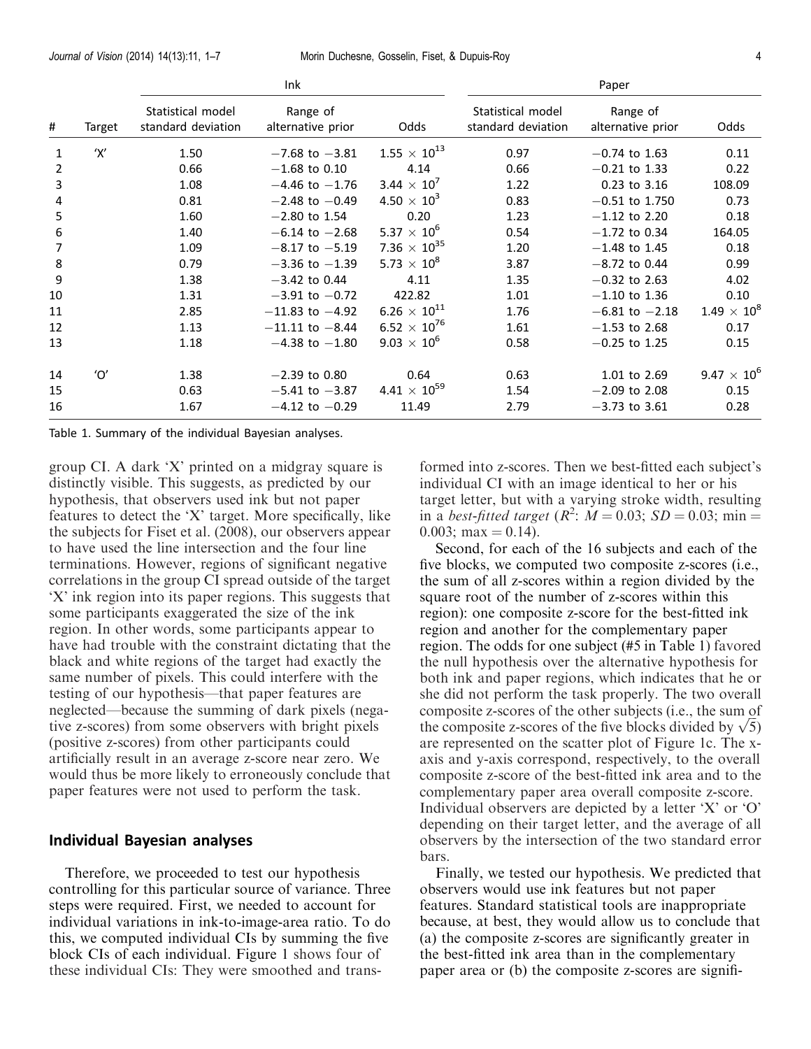| # | Target | Ink | | | Paper | | |
|---|---|---|---|---|---|---|---|
| | | Statistical model standard deviation | Range of alternative prior | Odds | Statistical model standard deviation | Range of alternative prior | Odds |
| 1 | 'X' | 1.50 | −7.68 to −3.81 | $1.55 \times 10^{13}$ | 0.97 | −0.74 to 1.63 | 0.11 |
| 2 | | 0.66 | −1.68 to 0.10 | 4.14 | 0.66 | −0.21 to 1.33 | 0.22 |
| 3 | | 1.08 | −4.46 to −1.76 | $3.44 \times 10^{7}$ | 1.22 | 0.23 to 3.16 | 108.09 |
| 4 | | 0.81 | −2.48 to −0.49 | $4.50 \times 10^{3}$ | 0.83 | −0.51 to 1.750 | 0.73 |
| 5 | | 1.60 | −2.80 to 1.54 | 0.20 | 1.23 | −1.12 to 2.20 | 0.18 |
| 6 | | 1.40 | −6.14 to −2.68 | $5.37 \times 10^{6}$ | 0.54 | −1.72 to 0.34 | 164.05 |
| 7 | | 1.09 | −8.17 to −5.19 | $7.36 \times 10^{35}$ | 1.20 | −1.48 to 1.45 | 0.18 |
| 8 | | 0.79 | −3.36 to −1.39 | $5.73 \times 10^{8}$ | 3.87 | −8.72 to 0.44 | 0.99 |
| 9 | | 1.38 | −3.42 to 0.44 | 4.11 | 1.35 | −0.32 to 2.63 | 4.02 |
| 10 | | 1.31 | −3.91 to −0.72 | 422.82 | 1.01 | −1.10 to 1.36 | 0.10 |
| 11 | | 2.85 | −11.83 to −4.92 | $6.26 \times 10^{11}$ | 1.76 | −6.81 to −2.18 | $1.49 \times 10^{8}$ |
| 12 | | 1.13 | −11.11 to −8.44 | $6.52 \times 10^{76}$ | 1.61 | −1.53 to 2.68 | 0.17 |
| 13 | | 1.18 | −4.38 to −1.80 | $9.03 \times 10^{6}$ | 0.58 | −0.25 to 1.25 | 0.15 |
| 14 | 'O' | 1.38 | −2.39 to 0.80 | 0.64 | 0.63 | 1.01 to 2.69 | $9.47 \times 10^{6}$ |
| 15 | | 0.63 | −5.41 to −3.87 | $4.41 \times 10^{59}$ | 1.54 | −2.09 to 2.08 | 0.15 |
| 16 | | 1.67 | −4.12 to −0.29 | 11.49 | 2.79 | −3.73 to 3.61 | 0.28 |

Table 1. Summary of the individual Bayesian analyses.

group CI. A dark 'X' printed on a midgray square is distinctly visible. This suggests, as predicted by our hypothesis, that observers used ink but not paper features to detect the 'X' target. More specifically, like the subjects for Fiset et al. (2008), our observers appear to have used the line intersection and the four line terminations. However, regions of significant negative correlations in the group CI spread outside of the target 'X' ink region into its paper regions. This suggests that some participants exaggerated the size of the ink region. In other words, some participants appear to have had trouble with the constraint dictating that the black and white regions of the target had exactly the same number of pixels. This could interfere with the testing of our hypothesis—that paper features are neglected—because the summing of dark pixels (negative z-scores) from some observers with bright pixels (positive z-scores) from other participants could artificially result in an average z-score near zero. We would thus be more likely to erroneously conclude that paper features were not used to perform the task.

## Individual Bayesian analyses

Therefore, we proceeded to test our hypothesis controlling for this particular source of variance. Three steps were required. First, we needed to account for individual variations in ink-to-image-area ratio. To do this, we computed individual CIs by summing the five block CIs of each individual. Figure 1 shows four of these individual CIs: They were smoothed and transformed into z-scores. Then we best-fitted each subject's individual CI with an image identical to her or his target letter, but with a varying stroke width, resulting in a *best-fitted target* ($R^2$: $M = 0.03$; $SD = 0.03$; min $= 0.003$; max $= 0.14$).

Second, for each of the 16 subjects and each of the five blocks, we computed two composite z-scores (i.e., the sum of all z-scores within a region divided by the square root of the number of z-scores within this region): one composite z-score for the best-fitted ink region and another for the complementary paper region. The odds for one subject (#5 in Table 1) favored the null hypothesis over the alternative hypothesis for both ink and paper regions, which indicates that he or she did not perform the task properly. The two overall composite z-scores of the other subjects (i.e., the sum of the composite z-scores of the five blocks divided by $\sqrt{5}$) are represented on the scatter plot of Figure 1c. The x-axis and y-axis correspond, respectively, to the overall composite z-score of the best-fitted ink area and to the complementary paper area overall composite z-score. Individual observers are depicted by a letter 'X' or 'O' depending on their target letter, and the average of all observers by the intersection of the two standard error bars.

Finally, we tested our hypothesis. We predicted that observers would use ink features but not paper features. Standard statistical tools are inappropriate because, at best, they would allow us to conclude that (a) the composite z-scores are significantly greater in the best-fitted ink area than in the complementary paper area or (b) the composite z-scores are signifi-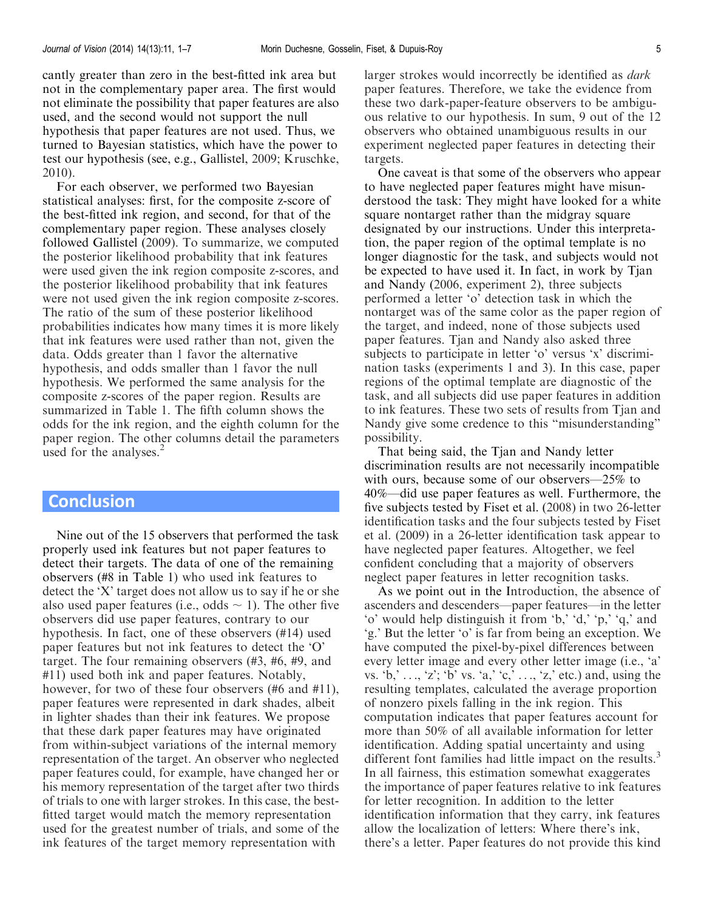cantly greater than zero in the best-fitted ink area but not in the complementary paper area. The first would not eliminate the possibility that paper features are also used, and the second would not support the null hypothesis that paper features are not used. Thus, we turned to Bayesian statistics, which have the power to test our hypothesis (see, e.g., Gallistel, 2009; Kruschke, 2010).

For each observer, we performed two Bayesian statistical analyses: first, for the composite z-score of the best-fitted ink region, and second, for that of the complementary paper region. These analyses closely followed Gallistel (2009). To summarize, we computed the posterior likelihood probability that ink features were used given the ink region composite z-scores, and the posterior likelihood probability that ink features were not used given the ink region composite z-scores. The ratio of the sum of these posterior likelihood probabilities indicates how many times it is more likely that ink features were used rather than not, given the data. Odds greater than 1 favor the alternative hypothesis, and odds smaller than 1 favor the null hypothesis. We performed the same analysis for the composite z-scores of the paper region. Results are summarized in Table 1. The fifth column shows the odds for the ink region, and the eighth column for the paper region. The other columns detail the parameters used for the analyses.[2]

## Conclusion

Nine out of the 15 observers that performed the task properly used ink features but not paper features to detect their targets. The data of one of the remaining observers (#8 in Table 1) who used ink features to detect the 'X' target does not allow us to say if he or she also used paper features (i.e., odds ~ 1). The other five observers did use paper features, contrary to our hypothesis. In fact, one of these observers (#14) used paper features but not ink features to detect the 'O' target. The four remaining observers (#3, #6, #9, and #11) used both ink and paper features. Notably, however, for two of these four observers (#6 and #11), paper features were represented in dark shades, albeit in lighter shades than their ink features. We propose that these dark paper features may have originated from within-subject variations of the internal memory representation of the target. An observer who neglected paper features could, for example, have changed her or his memory representation of the target after two thirds of trials to one with larger strokes. In this case, the best-fitted target would match the memory representation used for the greatest number of trials, and some of the ink features of the target memory representation with larger strokes would incorrectly be identified as *dark* paper features. Therefore, we take the evidence from these two dark-paper-feature observers to be ambiguous relative to our hypothesis. In sum, 9 out of the 12 observers who obtained unambiguous results in our experiment neglected paper features in detecting their targets.

One caveat is that some of the observers who appear to have neglected paper features might have misunderstood the task: They might have looked for a white square nontarget rather than the midgray square designated by our instructions. Under this interpretation, the paper region of the optimal template is no longer diagnostic for the task, and subjects would not be expected to have used it. In fact, in work by Tjan and Nandy (2006, experiment 2), three subjects performed a letter 'o' detection task in which the nontarget was of the same color as the paper region of the target, and indeed, none of those subjects used paper features. Tjan and Nandy also asked three subjects to participate in letter 'o' versus 'x' discrimination tasks (experiments 1 and 3). In this case, paper regions of the optimal template are diagnostic of the task, and all subjects did use paper features in addition to ink features. These two sets of results from Tjan and Nandy give some credence to this "misunderstanding" possibility.

That being said, the Tjan and Nandy letter discrimination results are not necessarily incompatible with ours, because some of our observers—25% to 40%—did use paper features as well. Furthermore, the five subjects tested by Fiset et al. (2008) in two 26-letter identification tasks and the four subjects tested by Fiset et al. (2009) in a 26-letter identification task appear to have neglected paper features. Altogether, we feel confident concluding that a majority of observers neglect paper features in letter recognition tasks.

As we point out in the Introduction, the absence of ascenders and descenders—paper features—in the letter 'o' would help distinguish it from 'b,' 'd,' 'p,' 'q,' and 'g.' But the letter 'o' is far from being an exception. We have computed the pixel-by-pixel differences between every letter image and every other letter image (i.e., 'a' vs. 'b,' . . ., 'z'; 'b' vs. 'a,' 'c,' . . ., 'z,' etc.) and, using the resulting templates, calculated the average proportion of nonzero pixels falling in the ink region. This computation indicates that paper features account for more than 50% of all available information for letter identification. Adding spatial uncertainty and using different font families had little impact on the results.[3] In all fairness, this estimation somewhat exaggerates the importance of paper features relative to ink features for letter recognition. In addition to the letter identification information that they carry, ink features allow the localization of letters: Where there's ink, there's a letter. Paper features do not provide this kind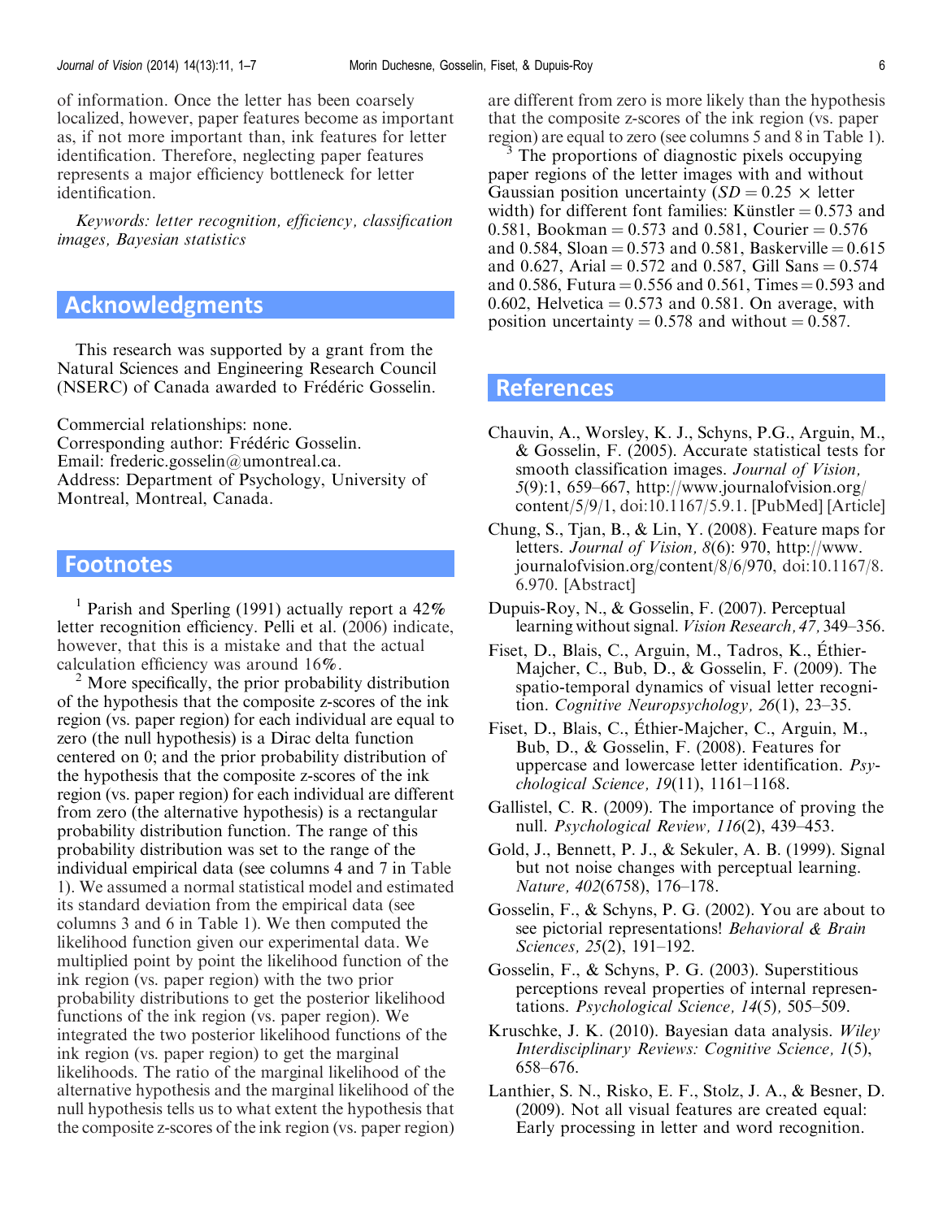of information. Once the letter has been coarsely localized, however, paper features become as important as, if not more important than, ink features for letter identification. Therefore, neglecting paper features represents a major efficiency bottleneck for letter identification.

*Keywords: letter recognition, efficiency, classification images, Bayesian statistics*

## Acknowledgments

This research was supported by a grant from the Natural Sciences and Engineering Research Council (NSERC) of Canada awarded to Frédéric Gosselin.

Commercial relationships: none.
Corresponding author: Frédéric Gosselin.
Email: frederic.gosselin@umontreal.ca.
Address: Department of Psychology, University of Montreal, Montreal, Canada.

## Footnotes

[1] Parish and Sperling (1991) actually report a 42% letter recognition efficiency. Pelli et al. (2006) indicate, however, that this is a mistake and that the actual calculation efficiency was around 16%.

[2] More specifically, the prior probability distribution of the hypothesis that the composite z-scores of the ink region (vs. paper region) for each individual are equal to zero (the null hypothesis) is a Dirac delta function centered on 0; and the prior probability distribution of the hypothesis that the composite z-scores of the ink region (vs. paper region) for each individual are different from zero (the alternative hypothesis) is a rectangular probability distribution function. The range of this probability distribution was set to the range of the individual empirical data (see columns 4 and 7 in Table 1). We assumed a normal statistical model and estimated its standard deviation from the empirical data (see columns 3 and 6 in Table 1). We then computed the likelihood function given our experimental data. We multiplied point by point the likelihood function of the ink region (vs. paper region) with the two prior probability distributions to get the posterior likelihood functions of the ink region (vs. paper region). We integrated the two posterior likelihood functions of the ink region (vs. paper region) to get the marginal likelihoods. The ratio of the marginal likelihood of the alternative hypothesis and the marginal likelihood of the null hypothesis tells us to what extent the hypothesis that the composite z-scores of the ink region (vs. paper region) are different from zero is more likely than the hypothesis that the composite z-scores of the ink region (vs. paper region) are equal to zero (see columns 5 and 8 in Table 1).

[3] The proportions of diagnostic pixels occupying paper regions of the letter images with and without Gaussian position uncertainty ($SD = 0.25 \times$ letter width) for different font families: Künstler = 0.573 and 0.581, Bookman = 0.573 and 0.581, Courier = 0.576 and 0.584, Sloan = 0.573 and 0.581, Baskerville = 0.615 and 0.627, Arial = 0.572 and 0.587, Gill Sans = 0.574 and 0.586, Futura = 0.556 and 0.561, Times = 0.593 and 0.602, Helvetica = 0.573 and 0.581. On average, with position uncertainty = 0.578 and without = 0.587.

## References

Chauvin, A., Worsley, K. J., Schyns, P.G., Arguin, M., & Gosselin, F. (2005). Accurate statistical tests for smooth classification images. *Journal of Vision, 5*(9):1, 659–667, http://www.journalofvision.org/content/5/9/1, doi:10.1167/5.9.1. [PubMed] [Article]

Chung, S., Tjan, B., & Lin, Y. (2008). Feature maps for letters. *Journal of Vision, 8*(6): 970, http://www.journalofvision.org/content/8/6/970, doi:10.1167/8.6.970. [Abstract]

Dupuis-Roy, N., & Gosselin, F. (2007). Perceptual learning without signal. *Vision Research, 47*, 349–356.

Fiset, D., Blais, C., Arguin, M., Tadros, K., Éthier-Majcher, C., Bub, D., & Gosselin, F. (2009). The spatio-temporal dynamics of visual letter recognition. *Cognitive Neuropsychology, 26*(1), 23–35.

Fiset, D., Blais, C., Éthier-Majcher, C., Arguin, M., Bub, D., & Gosselin, F. (2008). Features for uppercase and lowercase letter identification. *Psychological Science, 19*(11), 1161–1168.

Gallistel, C. R. (2009). The importance of proving the null. *Psychological Review, 116*(2), 439–453.

Gold, J., Bennett, P. J., & Sekuler, A. B. (1999). Signal but not noise changes with perceptual learning. *Nature, 402*(6758), 176–178.

Gosselin, F., & Schyns, P. G. (2002). You are about to see pictorial representations! *Behavioral & Brain Sciences, 25*(2), 191–192.

Gosselin, F., & Schyns, P. G. (2003). Superstitious perceptions reveal properties of internal representations. *Psychological Science, 14*(5), 505–509.

Kruschke, J. K. (2010). Bayesian data analysis. *Wiley Interdisciplinary Reviews: Cognitive Science, 1*(5), 658–676.

Lanthier, S. N., Risko, E. F., Stolz, J. A., & Besner, D. (2009). Not all visual features are created equal: Early processing in letter and word recognition.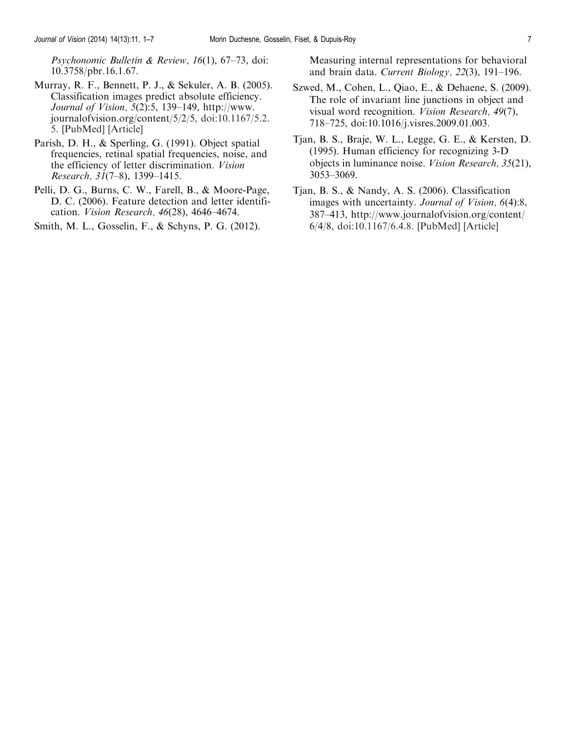*Psychonomic Bulletin & Review, 16*(1), 67–73, doi: 10.3758/pbr.16.1.67.

Murray, R. F., Bennett, P. J., & Sekuler, A. B. (2005). Classification images predict absolute efficiency. *Journal of Vision, 5*(2):5, 139–149, http://www.journalofvision.org/content/5/2/5, doi:10.1167/5.2.5. [PubMed] [Article]

Parish, D. H., & Sperling, G. (1991). Object spatial frequencies, retinal spatial frequencies, noise, and the efficiency of letter discrimination. *Vision Research, 31*(7–8), 1399–1415.

Pelli, D. G., Burns, C. W., Farell, B., & Moore-Page, D. C. (2006). Feature detection and letter identification. *Vision Research, 46*(28), 4646–4674.

Smith, M. L., Gosselin, F., & Schyns, P. G. (2012). Measuring internal representations for behavioral and brain data. *Current Biology, 22*(3), 191–196.

Szwed, M., Cohen, L., Qiao, E., & Dehaene, S. (2009). The role of invariant line junctions in object and visual word recognition. *Vision Research, 49*(7), 718–725, doi:10.1016/j.visres.2009.01.003.

Tjan, B. S., Braje, W. L., Legge, G. E., & Kersten, D. (1995). Human efficiency for recognizing 3-D objects in luminance noise. *Vision Research, 35*(21), 3053–3069.

Tjan, B. S., & Nandy, A. S. (2006). Classification images with uncertainty. *Journal of Vision, 6*(4):8, 387–413, http://www.journalofvision.org/content/6/4/8, doi:10.1167/6.4.8. [PubMed] [Article]